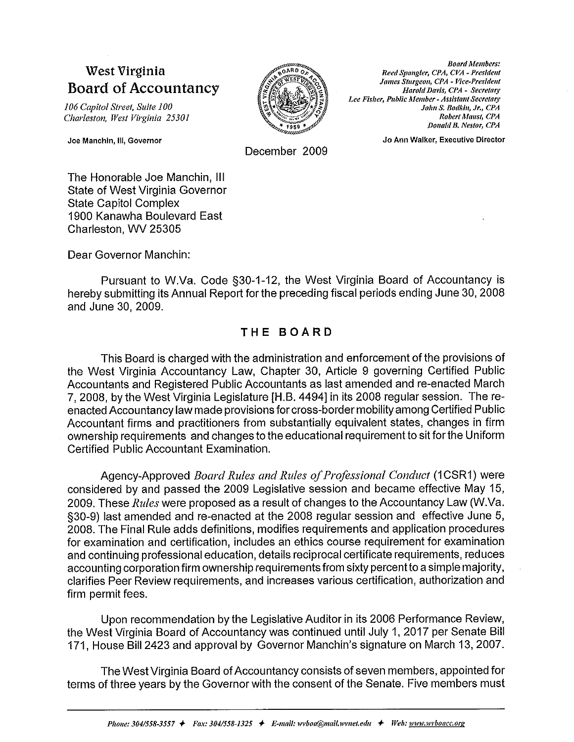# West Virginia Board of Accountancy

*106 Capitol Street, Suite 100*
*Charleston, West Virginia 25301*

Joe Manchin, III, Governor

*Board Members:*
*Reed Spangler, CPA, CVA - President*
*James Sturgeon, CPA - Vice-President*
*Harold Davis, CPA - Secretary*
*Lee Fisher, Public Member - Assistant Secretary*
*John S. Bodkin, Jr., CPA*
*Robert Maust, CPA*
*Donald B. Nestor, CPA*

Jo Ann Walker, Executive Director

December 2009

The Honorable Joe Manchin, III
State of West Virginia Governor
State Capitol Complex
1900 Kanawha Boulevard East
Charleston, WV 25305

Dear Governor Manchin:

Pursuant to W.Va. Code §30-1-12, the West Virginia Board of Accountancy is hereby submitting its Annual Report for the preceding fiscal periods ending June 30, 2008 and June 30, 2009.

## THE BOARD

This Board is charged with the administration and enforcement of the provisions of the West Virginia Accountancy Law, Chapter 30, Article 9 governing Certified Public Accountants and Registered Public Accountants as last amended and re-enacted March 7, 2008, by the West Virginia Legislature [H.B. 4494] in its 2008 regular session. The re-enacted Accountancy law made provisions for cross-border mobility among Certified Public Accountant firms and practitioners from substantially equivalent states, changes in firm ownership requirements and changes to the educational requirement to sit for the Uniform Certified Public Accountant Examination.

Agency-Approved *Board Rules and Rules of Professional Conduct* (1CSR1) were considered by and passed the 2009 Legislative session and became effective May 15, 2009. These *Rules* were proposed as a result of changes to the Accountancy Law (W.Va. §30-9) last amended and re-enacted at the 2008 regular session and effective June 5, 2008. The Final Rule adds definitions, modifies requirements and application procedures for examination and certification, includes an ethics course requirement for examination and continuing professional education, details reciprocal certificate requirements, reduces accounting corporation firm ownership requirements from sixty percent to a simple majority, clarifies Peer Review requirements, and increases various certification, authorization and firm permit fees.

Upon recommendation by the Legislative Auditor in its 2006 Performance Review, the West Virginia Board of Accountancy was continued until July 1, 2017 per Senate Bill 171, House Bill 2423 and approval by Governor Manchin's signature on March 13, 2007.

The West Virginia Board of Accountancy consists of seven members, appointed for terms of three years by the Governor with the consent of the Senate. Five members must

*Phone: 304/558-3557 ✦ Fax: 304/558-1325 ✦ E-mail: wvboa@mail.wvnet.edu ✦ Web: www.wvboacc.org*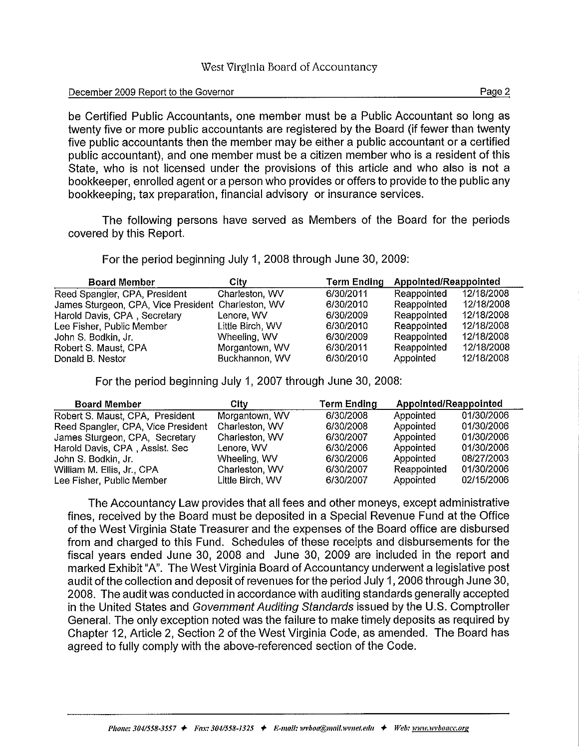be Certified Public Accountants, one member must be a Public Accountant so long as twenty five or more public accountants are registered by the Board (if fewer than twenty five public accountants then the member may be either a public accountant or a certified public accountant), and one member must be a citizen member who is a resident of this State, who is not licensed under the provisions of this article and who also is not a bookkeeper, enrolled agent or a person who provides or offers to provide to the public any bookkeeping, tax preparation, financial advisory or insurance services.

The following persons have served as Members of the Board for the periods covered by this Report.

For the period beginning July 1, 2008 through June 30, 2009:

| Board Member | City | Term Ending | Appointed/Reappointed | |
|---|---|---|---|---|
| Reed Spangler, CPA, President | Charleston, WV | 6/30/2011 | Reappointed | 12/18/2008 |
| James Sturgeon, CPA, Vice President | Charleston, WV | 6/30/2010 | Reappointed | 12/18/2008 |
| Harold Davis, CPA , Secretary | Lenore, WV | 6/30/2009 | Reappointed | 12/18/2008 |
| Lee Fisher, Public Member | Little Birch, WV | 6/30/2010 | Reappointed | 12/18/2008 |
| John S. Bodkin, Jr. | Wheeling, WV | 6/30/2009 | Reappointed | 12/18/2008 |
| Robert S. Maust, CPA | Morgantown, WV | 6/30/2011 | Reappointed | 12/18/2008 |
| Donald B. Nestor | Buckhannon, WV | 6/30/2010 | Appointed | 12/18/2008 |

For the period beginning July 1, 2007 through June 30, 2008:

| Board Member | City | Term Ending | Appointed/Reappointed | |
|---|---|---|---|---|
| Robert S. Maust, CPA, President | Morgantown, WV | 6/30/2008 | Appointed | 01/30/2006 |
| Reed Spangler, CPA, Vice President | Charleston, WV | 6/30/2008 | Appointed | 01/30/2006 |
| James Sturgeon, CPA, Secretary | Charleston, WV | 6/30/2007 | Appointed | 01/30/2006 |
| Harold Davis, CPA , Assist. Sec | Lenore, WV | 6/30/2006 | Appointed | 01/30/2006 |
| John S. Bodkin, Jr. | Wheeling, WV | 6/30/2006 | Appointed | 08/27/2003 |
| William M. Ellis, Jr., CPA | Charleston, WV | 6/30/2007 | Reappointed | 01/30/2006 |
| Lee Fisher, Public Member | Little Birch, WV | 6/30/2007 | Appointed | 02/15/2006 |

The Accountancy Law provides that all fees and other moneys, except administrative fines, received by the Board must be deposited in a Special Revenue Fund at the Office of the West Virginia State Treasurer and the expenses of the Board office are disbursed from and charged to this Fund. Schedules of these receipts and disbursements for the fiscal years ended June 30, 2008 and June 30, 2009 are included in the report and marked Exhibit "A". The West Virginia Board of Accountancy underwent a legislative post audit of the collection and deposit of revenues for the period July 1, 2006 through June 30, 2008. The audit was conducted in accordance with auditing standards generally accepted in the United States and *Government Auditing Standards* issued by the U.S. Comptroller General. The only exception noted was the failure to make timely deposits as required by Chapter 12, Article 2, Section 2 of the West Virginia Code, as amended. The Board has agreed to fully comply with the above-referenced section of the Code.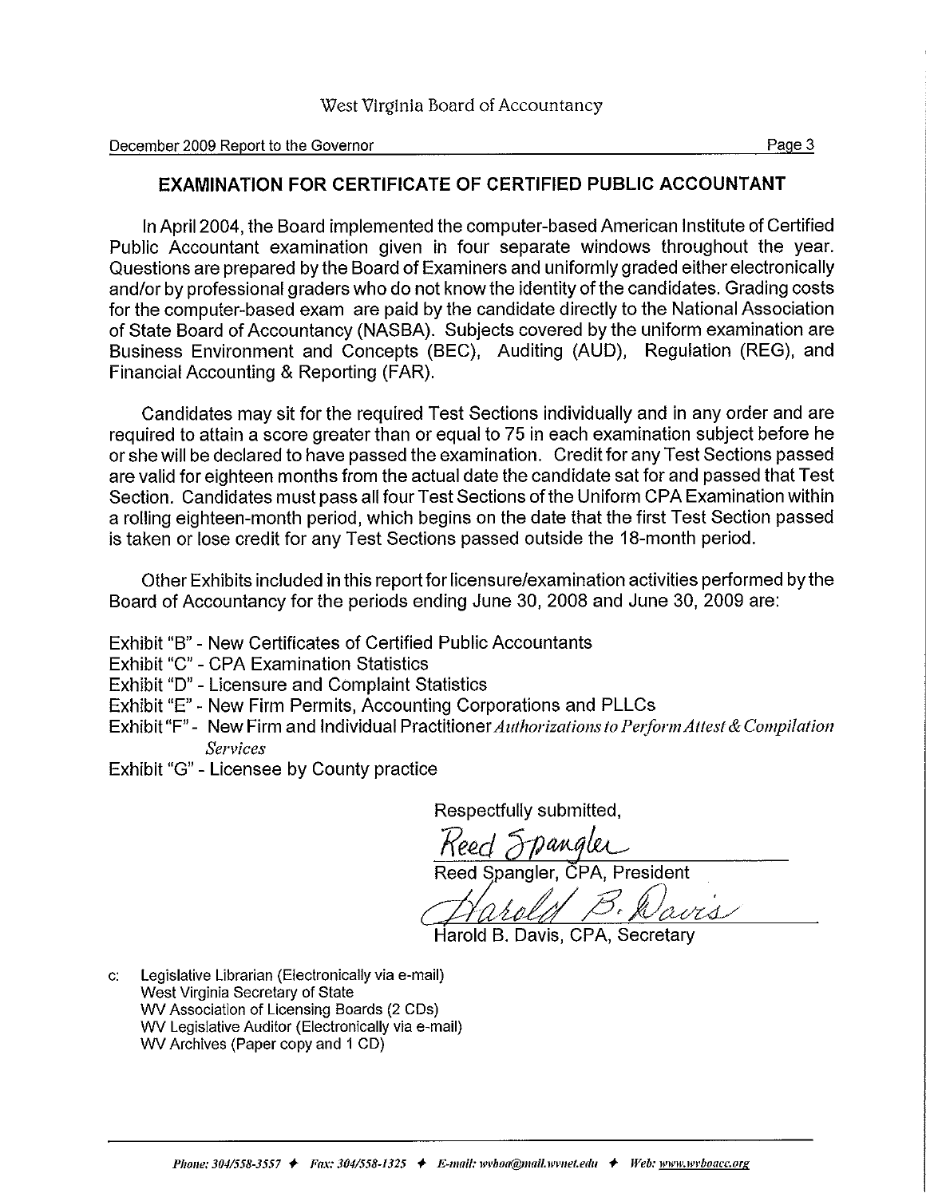## EXAMINATION FOR CERTIFICATE OF CERTIFIED PUBLIC ACCOUNTANT

In April 2004, the Board implemented the computer-based American Institute of Certified Public Accountant examination given in four separate windows throughout the year. Questions are prepared by the Board of Examiners and uniformly graded either electronically and/or by professional graders who do not know the identity of the candidates. Grading costs for the computer-based exam are paid by the candidate directly to the National Association of State Board of Accountancy (NASBA). Subjects covered by the uniform examination are Business Environment and Concepts (BEC), Auditing (AUD), Regulation (REG), and Financial Accounting & Reporting (FAR).

Candidates may sit for the required Test Sections individually and in any order and are required to attain a score greater than or equal to 75 in each examination subject before he or she will be declared to have passed the examination. Credit for any Test Sections passed are valid for eighteen months from the actual date the candidate sat for and passed that Test Section. Candidates must pass all four Test Sections of the Uniform CPA Examination within a rolling eighteen-month period, which begins on the date that the first Test Section passed is taken or lose credit for any Test Sections passed outside the 18-month period.

Other Exhibits included in this report for licensure/examination activities performed by the Board of Accountancy for the periods ending June 30, 2008 and June 30, 2009 are:

Exhibit "B" - New Certificates of Certified Public Accountants
Exhibit "C" - CPA Examination Statistics
Exhibit "D" - Licensure and Complaint Statistics
Exhibit "E" - New Firm Permits, Accounting Corporations and PLLCs
Exhibit "F" - New Firm and Individual Practitioner *Authorizations to Perform Attest & Compilation Services*
Exhibit "G" - Licensee by County practice

Respectfully submitted,

Reed Spangler, CPA, President

Harold B. Davis, CPA, Secretary

c: Legislative Librarian (Electronically via e-mail)
West Virginia Secretary of State
WV Association of Licensing Boards (2 CDs)
WV Legislative Auditor (Electronically via e-mail)
WV Archives (Paper copy and 1 CD)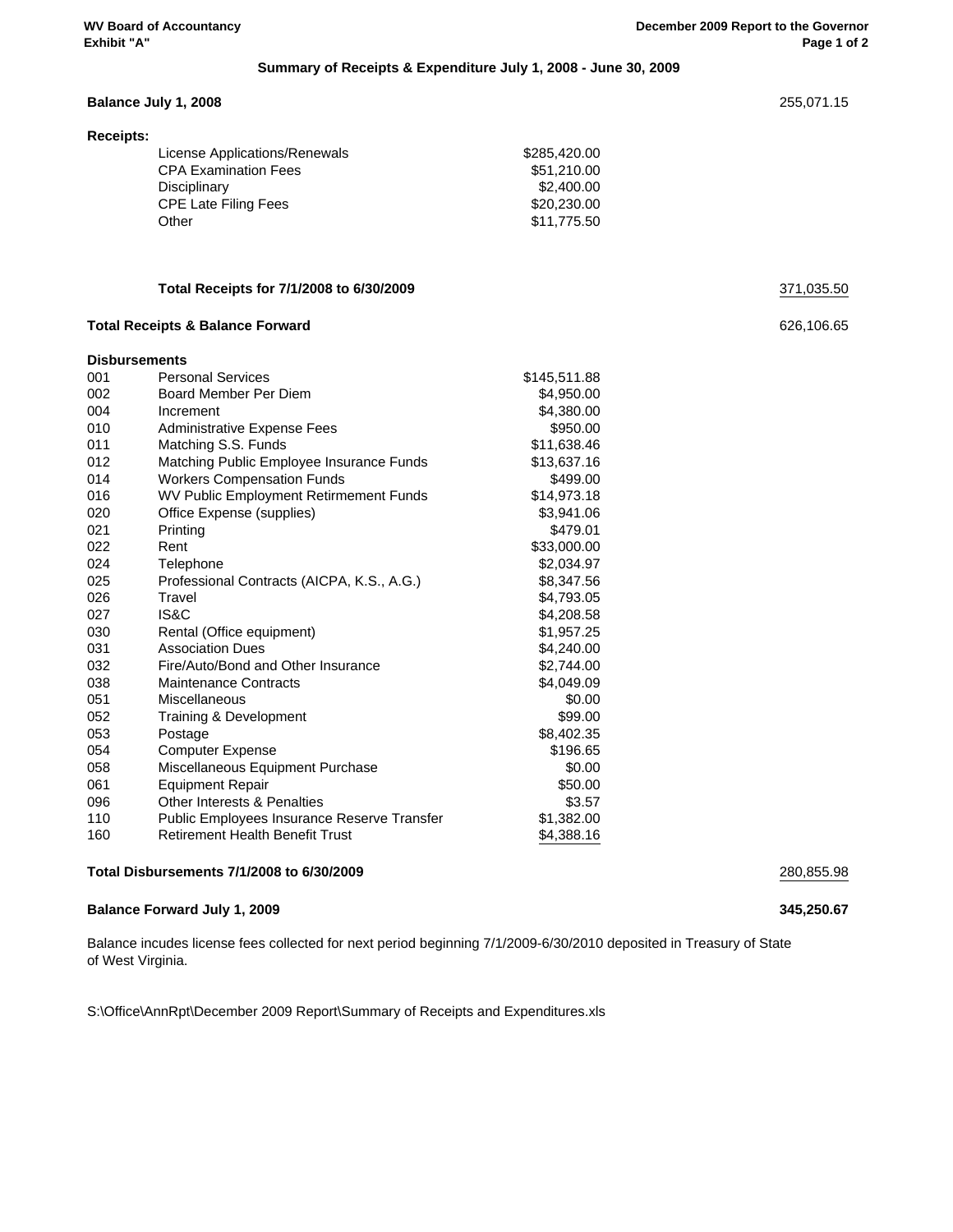WV Board of Accountancy
Exhibit "A"

December 2009 Report to the Governor

## Summary of Receipts & Expenditure July 1, 2008 - June 30, 2009

| | | | |
|---|---|---|---|
| **Balance July 1, 2008** | | | 255,071.15 |
| **Receipts:** | | | |
| | License Applications/Renewals | $285,420.00 | |
| | CPA Examination Fees | $51,210.00 | |
| | Disciplinary | $2,400.00 | |
| | CPE Late Filing Fees | $20,230.00 | |
| | Other | $11,775.50 | |
| | **Total Receipts for 7/1/2008 to 6/30/2009** | | 371,035.50 |
| **Total Receipts & Balance Forward** | | | 626,106.65 |
| **Disbursements** | | | |
| 001 | Personal Services | $145,511.88 | |
| 002 | Board Member Per Diem | $4,950.00 | |
| 004 | Increment | $4,380.00 | |
| 010 | Administrative Expense Fees | $950.00 | |
| 011 | Matching S.S. Funds | $11,638.46 | |
| 012 | Matching Public Employee Insurance Funds | $13,637.16 | |
| 014 | Workers Compensation Funds | $499.00 | |
| 016 | WV Public Employment Retirmement Funds | $14,973.18 | |
| 020 | Office Expense (supplies) | $3,941.06 | |
| 021 | Printing | $479.01 | |
| 022 | Rent | $33,000.00 | |
| 024 | Telephone | $2,034.97 | |
| 025 | Professional Contracts (AICPA, K.S., A.G.) | $8,347.56 | |
| 026 | Travel | $4,793.05 | |
| 027 | IS&C | $4,208.58 | |
| 030 | Rental (Office equipment) | $1,957.25 | |
| 031 | Association Dues | $4,240.00 | |
| 032 | Fire/Auto/Bond and Other Insurance | $2,744.00 | |
| 038 | Maintenance Contracts | $4,049.09 | |
| 051 | Miscellaneous | $0.00 | |
| 052 | Training & Development | $99.00 | |
| 053 | Postage | $8,402.35 | |
| 054 | Computer Expense | $196.65 | |
| 058 | Miscellaneous Equipment Purchase | $0.00 | |
| 061 | Equipment Repair | $50.00 | |
| 096 | Other Interests & Penalties | $3.57 | |
| 110 | Public Employees Insurance Reserve Transfer | $1,382.00 | |
| 160 | Retirement Health Benefit Trust | $4,388.16 | |
| **Total Disbursements 7/1/2008 to 6/30/2009** | | | 280,855.98 |
| **Balance Forward July 1, 2009** | | | **345,250.67** |

Balance incudes license fees collected for next period beginning 7/1/2009-6/30/2010 deposited in Treasury of State of West Virginia.

S:\Office\AnnRpt\December 2009 Report\Summary of Receipts and Expenditures.xls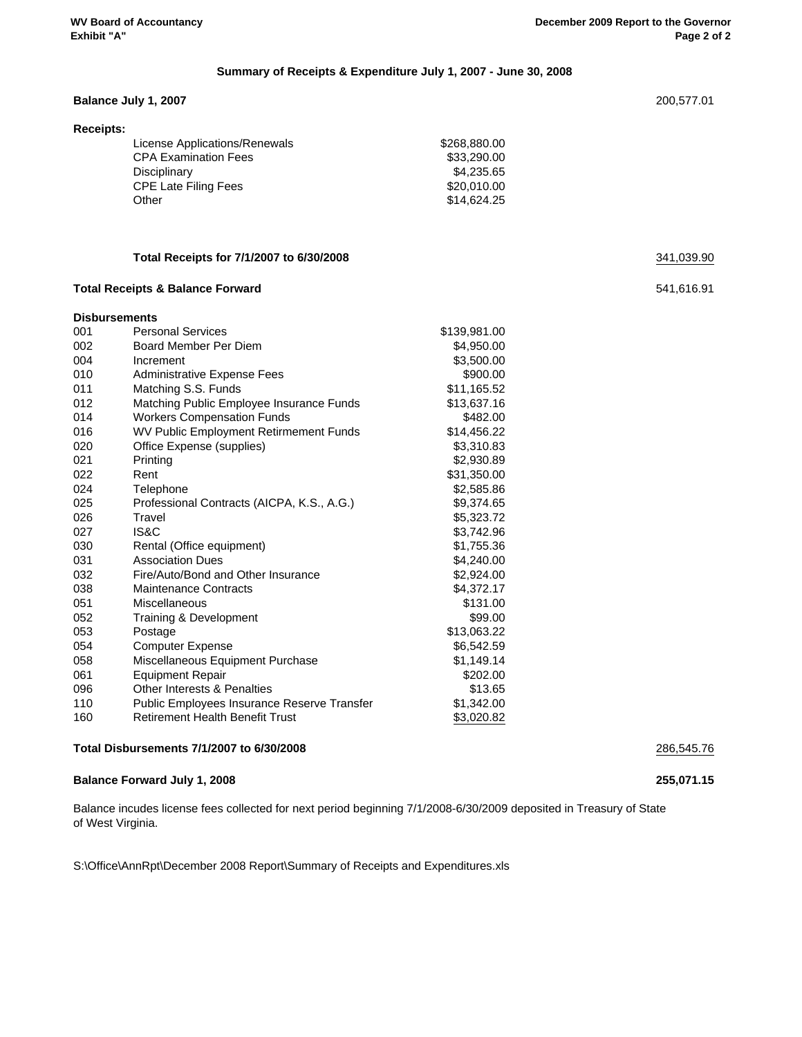## Summary of Receipts & Expenditure July 1, 2007 - June 30, 2008

| | | | |
|---|---|---|---|
| **Balance July 1, 2007** | | | 200,577.01 |
| **Receipts:** | | | |
| | License Applications/Renewals | $268,880.00 | |
| | CPA Examination Fees | $33,290.00 | |
| | Disciplinary | $4,235.65 | |
| | CPE Late Filing Fees | $20,010.00 | |
| | Other | $14,624.25 | |
| | **Total Receipts for 7/1/2007 to 6/30/2008** | | 341,039.90 |
| **Total Receipts & Balance Forward** | | | 541,616.91 |
| **Disbursements** | | | |
| 001 | Personal Services | $139,981.00 | |
| 002 | Board Member Per Diem | $4,950.00 | |
| 004 | Increment | $3,500.00 | |
| 010 | Administrative Expense Fees | $900.00 | |
| 011 | Matching S.S. Funds | $11,165.52 | |
| 012 | Matching Public Employee Insurance Funds | $13,637.16 | |
| 014 | Workers Compensation Funds | $482.00 | |
| 016 | WV Public Employment Retirment Funds | $14,456.22 | |
| 020 | Office Expense (supplies) | $3,310.83 | |
| 021 | Printing | $2,930.89 | |
| 022 | Rent | $31,350.00 | |
| 024 | Telephone | $2,585.86 | |
| 025 | Professional Contracts (AICPA, K.S., A.G.) | $9,374.65 | |
| 026 | Travel | $5,323.72 | |
| 027 | IS&C | $3,742.96 | |
| 030 | Rental (Office equipment) | $1,755.36 | |
| 031 | Association Dues | $4,240.00 | |
| 032 | Fire/Auto/Bond and Other Insurance | $2,924.00 | |
| 038 | Maintenance Contracts | $4,372.17 | |
| 051 | Miscellaneous | $131.00 | |
| 052 | Training & Development | $99.00 | |
| 053 | Postage | $13,063.22 | |
| 054 | Computer Expense | $6,542.59 | |
| 058 | Miscellaneous Equipment Purchase | $1,149.14 | |
| 061 | Equipment Repair | $202.00 | |
| 096 | Other Interests & Penalties | $13.65 | |
| 110 | Public Employees Insurance Reserve Transfer | $1,342.00 | |
| 160 | Retirement Health Benefit Trust | $3,020.82 | |
| **Total Disbursements 7/1/2007 to 6/30/2008** | | | 286,545.76 |
| **Balance Forward July 1, 2008** | | | **255,071.15** |

Balance incudes license fees collected for next period beginning 7/1/2008-6/30/2009 deposited in Treasury of State of West Virginia.

S:\Office\AnnRpt\December 2008 Report\Summary of Receipts and Expenditures.xls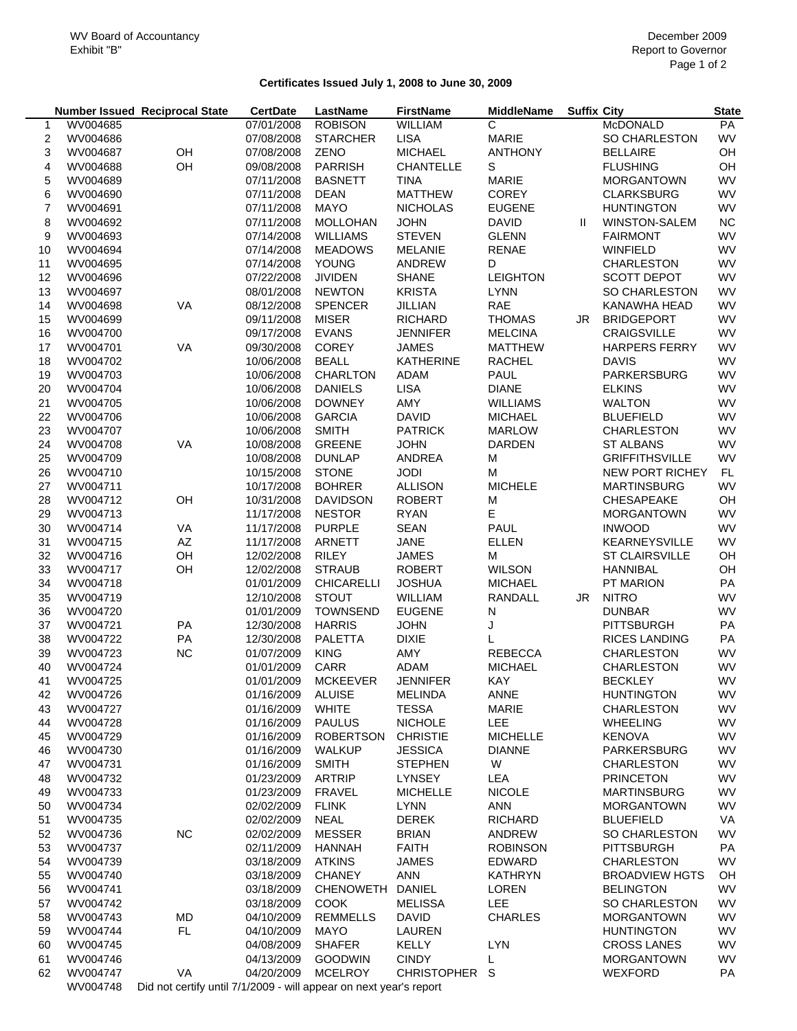WV Board of Accountancy
Exhibit "B"

December 2009
Report to Governor

**Certificates Issued July 1, 2008 to June 30, 2009**

| | Number Issued | Reciprocal State | CertDate | LastName | FirstName | MiddleName | Suffix | City | State |
|---|---|---|---|---|---|---|---|---|---|
| 1 | WV004685 | | 07/01/2008 | ROBISON | WILLIAM | C | | McDONALD | PA |
| 2 | WV004686 | | 07/08/2008 | STARCHER | LISA | MARIE | | SO CHARLESTON | WV |
| 3 | WV004687 | OH | 07/08/2008 | ZENO | MICHAEL | ANTHONY | | BELLAIRE | OH |
| 4 | WV004688 | OH | 09/08/2008 | PARRISH | CHANTELLE | S | | FLUSHING | OH |
| 5 | WV004689 | | 07/11/2008 | BASNETT | TINA | MARIE | | MORGANTOWN | WV |
| 6 | WV004690 | | 07/11/2008 | DEAN | MATTHEW | COREY | | CLARKSBURG | WV |
| 7 | WV004691 | | 07/11/2008 | MAYO | NICHOLAS | EUGENE | | HUNTINGTON | WV |
| 8 | WV004692 | | 07/11/2008 | MOLLOHAN | JOHN | DAVID | II | WINSTON-SALEM | NC |
| 9 | WV004693 | | 07/14/2008 | WILLIAMS | STEVEN | GLENN | | FAIRMONT | WV |
| 10 | WV004694 | | 07/14/2008 | MEADOWS | MELANIE | RENAE | | WINFIELD | WV |
| 11 | WV004695 | | 07/14/2008 | YOUNG | ANDREW | D | | CHARLESTON | WV |
| 12 | WV004696 | | 07/22/2008 | JIVIDEN | SHANE | LEIGHTON | | SCOTT DEPOT | WV |
| 13 | WV004697 | | 08/01/2008 | NEWTON | KRISTA | LYNN | | SO CHARLESTON | WV |
| 14 | WV004698 | VA | 08/12/2008 | SPENCER | JILLIAN | RAE | | KANAWHA HEAD | WV |
| 15 | WV004699 | | 09/11/2008 | MISER | RICHARD | THOMAS | JR | BRIDGEPORT | WV |
| 16 | WV004700 | | 09/17/2008 | EVANS | JENNIFER | MELCINA | | CRAIGSVILLE | WV |
| 17 | WV004701 | VA | 09/30/2008 | COREY | JAMES | MATTHEW | | HARPERS FERRY | WV |
| 18 | WV004702 | | 10/06/2008 | BEALL | KATHERINE | RACHEL | | DAVIS | WV |
| 19 | WV004703 | | 10/06/2008 | CHARLTON | ADAM | PAUL | | PARKERSBURG | WV |
| 20 | WV004704 | | 10/06/2008 | DANIELS | LISA | DIANE | | ELKINS | WV |
| 21 | WV004705 | | 10/06/2008 | DOWNEY | AMY | WILLIAMS | | WALTON | WV |
| 22 | WV004706 | | 10/06/2008 | GARCIA | DAVID | MICHAEL | | BLUEFIELD | WV |
| 23 | WV004707 | | 10/06/2008 | SMITH | PATRICK | MARLOW | | CHARLESTON | WV |
| 24 | WV004708 | VA | 10/08/2008 | GREENE | JOHN | DARDEN | | ST ALBANS | WV |
| 25 | WV004709 | | 10/08/2008 | DUNLAP | ANDREA | M | | GRIFFITHSVILLE | WV |
| 26 | WV004710 | | 10/15/2008 | STONE | JODI | M | | NEW PORT RICHEY | FL |
| 27 | WV004711 | | 10/17/2008 | BOHRER | ALLISON | MICHELE | | MARTINSBURG | WV |
| 28 | WV004712 | OH | 10/31/2008 | DAVIDSON | ROBERT | M | | CHESAPEAKE | OH |
| 29 | WV004713 | | 11/17/2008 | NESTOR | RYAN | E | | MORGANTOWN | WV |
| 30 | WV004714 | VA | 11/17/2008 | PURPLE | SEAN | PAUL | | INWOOD | WV |
| 31 | WV004715 | AZ | 11/17/2008 | ARNETT | JANE | ELLEN | | KEARNEYSVILLE | WV |
| 32 | WV004716 | OH | 12/02/2008 | RILEY | JAMES | M | | ST CLAIRSVILLE | OH |
| 33 | WV004717 | OH | 12/02/2008 | STRAUB | ROBERT | WILSON | | HANNIBAL | OH |
| 34 | WV004718 | | 01/01/2009 | CHICARELLI | JOSHUA | MICHAEL | | PT MARION | PA |
| 35 | WV004719 | | 12/10/2008 | STOUT | WILLIAM | RANDALL | JR | NITRO | WV |
| 36 | WV004720 | | 01/01/2009 | TOWNSEND | EUGENE | N | | DUNBAR | WV |
| 37 | WV004721 | PA | 12/30/2008 | HARRIS | JOHN | J | | PITTSBURGH | PA |
| 38 | WV004722 | PA | 12/30/2008 | PALETTA | DIXIE | L | | RICES LANDING | PA |
| 39 | WV004723 | NC | 01/07/2009 | KING | AMY | REBECCA | | CHARLESTON | WV |
| 40 | WV004724 | | 01/01/2009 | CARR | ADAM | MICHAEL | | CHARLESTON | WV |
| 41 | WV004725 | | 01/01/2009 | MCKEEVER | JENNIFER | KAY | | BECKLEY | WV |
| 42 | WV004726 | | 01/16/2009 | ALUISE | MELINDA | ANNE | | HUNTINGTON | WV |
| 43 | WV004727 | | 01/16/2009 | WHITE | TESSA | MARIE | | CHARLESTON | WV |
| 44 | WV004728 | | 01/16/2009 | PAULUS | NICHOLE | LEE | | WHEELING | WV |
| 45 | WV004729 | | 01/16/2009 | ROBERTSON | CHRISTIE | MICHELLE | | KENOVA | WV |
| 46 | WV004730 | | 01/16/2009 | WALKUP | JESSICA | DIANNE | | PARKERSBURG | WV |
| 47 | WV004731 | | 01/16/2009 | SMITH | STEPHEN | W | | CHARLESTON | WV |
| 48 | WV004732 | | 01/23/2009 | ARTRIP | LYNSEY | LEA | | PRINCETON | WV |
| 49 | WV004733 | | 01/23/2009 | FRAVEL | MICHELLE | NICOLE | | MARTINSBURG | WV |
| 50 | WV004734 | | 02/02/2009 | FLINK | LYNN | ANN | | MORGANTOWN | WV |
| 51 | WV004735 | | 02/02/2009 | NEAL | DEREK | RICHARD | | BLUEFIELD | VA |
| 52 | WV004736 | NC | 02/02/2009 | MESSER | BRIAN | ANDREW | | SO CHARLESTON | WV |
| 53 | WV004737 | | 02/11/2009 | HANNAH | FAITH | ROBINSON | | PITTSBURGH | PA |
| 54 | WV004739 | | 03/18/2009 | ATKINS | JAMES | EDWARD | | CHARLESTON | WV |
| 55 | WV004740 | | 03/18/2009 | CHANEY | ANN | KATHRYN | | BROADVIEW HGTS | OH |
| 56 | WV004741 | | 03/18/2009 | CHENOWETH | DANIEL | LOREN | | BELINGTON | WV |
| 57 | WV004742 | | 03/18/2009 | COOK | MELISSA | LEE | | SO CHARLESTON | WV |
| 58 | WV004743 | MD | 04/10/2009 | REMMELLS | DAVID | CHARLES | | MORGANTOWN | WV |
| 59 | WV004744 | FL | 04/10/2009 | MAYO | LAUREN | | | HUNTINGTON | WV |
| 60 | WV004745 | | 04/08/2009 | SHAFER | KELLY | LYN | | CROSS LANES | WV |
| 61 | WV004746 | | 04/13/2009 | GOODWIN | CINDY | L | | MORGANTOWN | WV |
| 62 | WV004747 | VA | 04/20/2009 | MCELROY | CHRISTOPHER | S | | WEXFORD | PA |
| | WV004748 | Did not certify until 7/1/2009 - will appear on next year's report | | | | | | | |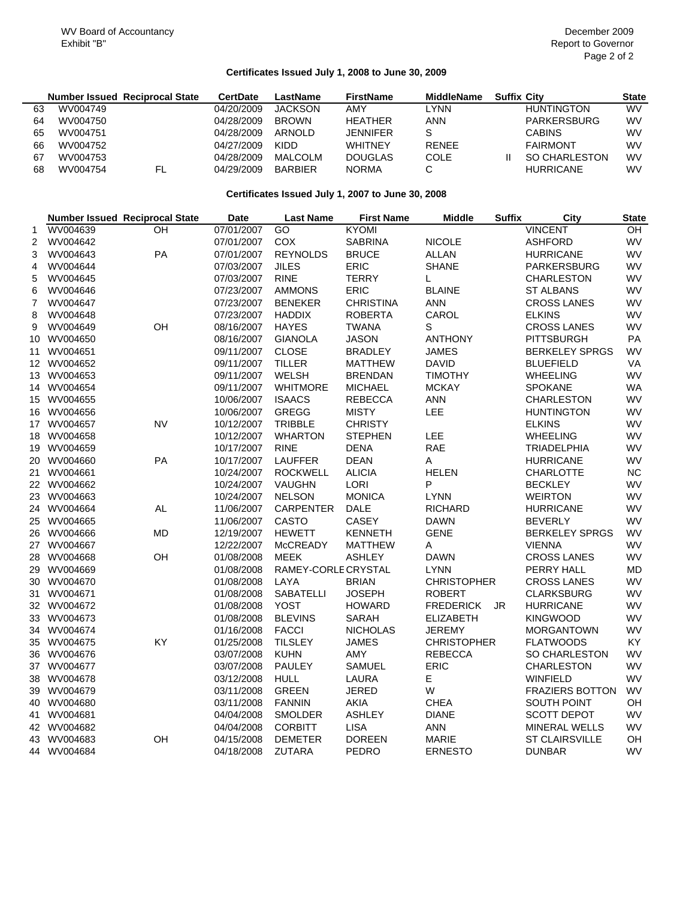WV Board of Accountancy
Exhibit "B"

December 2009
Report to Governor

### Certificates Issued July 1, 2008 to June 30, 2009

| | Number Issued | Reciprocal State | CertDate | LastName | FirstName | MiddleName | Suffix | City | State |
|---|---|---|---|---|---|---|---|---|---|
| 63 | WV004749 | | 04/20/2009 | JACKSON | AMY | LYNN | | HUNTINGTON | WV |
| 64 | WV004750 | | 04/28/2009 | BROWN | HEATHER | ANN | | PARKERSBURG | WV |
| 65 | WV004751 | | 04/28/2009 | ARNOLD | JENNIFER | S | | CABINS | WV |
| 66 | WV004752 | | 04/27/2009 | KIDD | WHITNEY | RENEE | | FAIRMONT | WV |
| 67 | WV004753 | | 04/28/2009 | MALCOLM | DOUGLAS | COLE | II | SO CHARLESTON | WV |
| 68 | WV004754 | FL | 04/29/2009 | BARBIER | NORMA | C | | HURRICANE | WV |

### Certificates Issued July 1, 2007 to June 30, 2008

| | Number Issued | Reciprocal State | Date | Last Name | First Name | Middle | Suffix | City | State |
|---|---|---|---|---|---|---|---|---|---|
| 1 | WV004639 | OH | 07/01/2007 | GO | KYOMI | | | VINCENT | OH |
| 2 | WV004642 | | 07/01/2007 | COX | SABRINA | NICOLE | | ASHFORD | WV |
| 3 | WV004643 | PA | 07/01/2007 | REYNOLDS | BRUCE | ALLAN | | HURRICANE | WV |
| 4 | WV004644 | | 07/03/2007 | JILES | ERIC | SHANE | | PARKERSBURG | WV |
| 5 | WV004645 | | 07/03/2007 | RINE | TERRY | L | | CHARLESTON | WV |
| 6 | WV004646 | | 07/23/2007 | AMMONS | ERIC | BLAINE | | ST ALBANS | WV |
| 7 | WV004647 | | 07/23/2007 | BENEKER | CHRISTINA | ANN | | CROSS LANES | WV |
| 8 | WV004648 | | 07/23/2007 | HADDIX | ROBERTA | CAROL | | ELKINS | WV |
| 9 | WV004649 | OH | 08/16/2007 | HAYES | TWANA | S | | CROSS LANES | WV |
| 10 | WV004650 | | 08/16/2007 | GIANOLA | JASON | ANTHONY | | PITTSBURGH | PA |
| 11 | WV004651 | | 09/11/2007 | CLOSE | BRADLEY | JAMES | | BERKELEY SPRGS | WV |
| 12 | WV004652 | | 09/11/2007 | TILLER | MATTHEW | DAVID | | BLUEFIELD | VA |
| 13 | WV004653 | | 09/11/2007 | WELSH | BRENDAN | TIMOTHY | | WHEELING | WV |
| 14 | WV004654 | | 09/11/2007 | WHITMORE | MICHAEL | MCKAY | | SPOKANE | WA |
| 15 | WV004655 | | 10/06/2007 | ISAACS | REBECCA | ANN | | CHARLESTON | WV |
| 16 | WV004656 | | 10/06/2007 | GREGG | MISTY | LEE | | HUNTINGTON | WV |
| 17 | WV004657 | NV | 10/12/2007 | TRIBBLE | CHRISTY | | | ELKINS | WV |
| 18 | WV004658 | | 10/12/2007 | WHARTON | STEPHEN | LEE | | WHEELING | WV |
| 19 | WV004659 | | 10/17/2007 | RINE | DENA | RAE | | TRIADELPHIA | WV |
| 20 | WV004660 | PA | 10/17/2007 | LAUFFER | DEAN | A | | HURRICANE | WV |
| 21 | WV004661 | | 10/24/2007 | ROCKWELL | ALICIA | HELEN | | CHARLOTTE | NC |
| 22 | WV004662 | | 10/24/2007 | VAUGHN | LORI | P | | BECKLEY | WV |
| 23 | WV004663 | | 10/24/2007 | NELSON | MONICA | LYNN | | WEIRTON | WV |
| 24 | WV004664 | AL | 11/06/2007 | CARPENTER | DALE | RICHARD | | HURRICANE | WV |
| 25 | WV004665 | | 11/06/2007 | CASTO | CASEY | DAWN | | BEVERLY | WV |
| 26 | WV004666 | MD | 12/19/2007 | HEWETT | KENNETH | GENE | | BERKELEY SPRGS | WV |
| 27 | WV004667 | | 12/22/2007 | McCREADY | MATTHEW | A | | VIENNA | WV |
| 28 | WV004668 | OH | 01/08/2008 | MEEK | ASHLEY | DAWN | | CROSS LANES | WV |
| 29 | WV004669 | | 01/08/2008 | RAMEY-CORLE | CRYSTAL | LYNN | | PERRY HALL | MD |
| 30 | WV004670 | | 01/08/2008 | LAYA | BRIAN | CHRISTOPHER | | CROSS LANES | WV |
| 31 | WV004671 | | 01/08/2008 | SABATELLI | JOSEPH | ROBERT | | CLARKSBURG | WV |
| 32 | WV004672 | | 01/08/2008 | YOST | HOWARD | FREDERICK | JR | HURRICANE | WV |
| 33 | WV004673 | | 01/08/2008 | BLEVINS | SARAH | ELIZABETH | | KINGWOOD | WV |
| 34 | WV004674 | | 01/16/2008 | FACCI | NICHOLAS | JEREMY | | MORGANTOWN | WV |
| 35 | WV004675 | KY | 01/25/2008 | TILSLEY | JAMES | CHRISTOPHER | | FLATWOODS | KY |
| 36 | WV004676 | | 03/07/2008 | KUHN | AMY | REBECCA | | SO CHARLESTON | WV |
| 37 | WV004677 | | 03/07/2008 | PAULEY | SAMUEL | ERIC | | CHARLESTON | WV |
| 38 | WV004678 | | 03/12/2008 | HULL | LAURA | E | | WINFIELD | WV |
| 39 | WV004679 | | 03/11/2008 | GREEN | JERED | W | | FRAZIERS BOTTON | WV |
| 40 | WV004680 | | 03/11/2008 | FANNIN | AKIA | CHEA | | SOUTH POINT | OH |
| 41 | WV004681 | | 04/04/2008 | SMOLDER | ASHLEY | DIANE | | SCOTT DEPOT | WV |
| 42 | WV004682 | | 04/04/2008 | CORBITT | LISA | ANN | | MINERAL WELLS | WV |
| 43 | WV004683 | OH | 04/15/2008 | DEMETER | DOREEN | MARIE | | ST CLAIRSVILLE | OH |
| 44 | WV004684 | | 04/18/2008 | ZUTARA | PEDRO | ERNESTO | | DUNBAR | WV |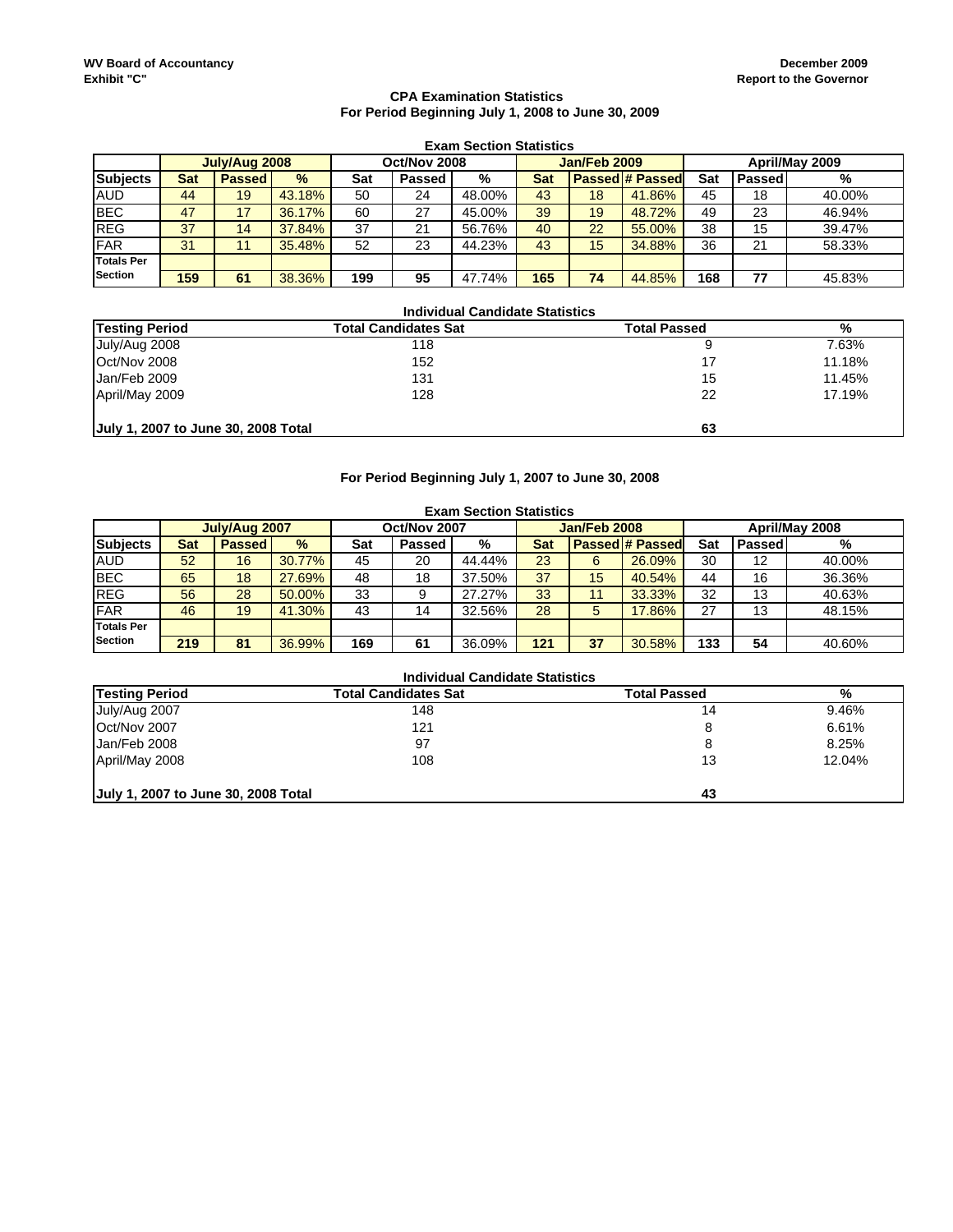WV Board of Accountancy
Exhibit "C"

December 2009
Report to the Governor

## CPA Examination Statistics
## For Period Beginning July 1, 2008 to June 30, 2009

### Exam Section Statistics

| | July/Aug 2008 | | | Oct/Nov 2008 | | | Jan/Feb 2009 | | | April/May 2009 | | |
|---|---|---|---|---|---|---|---|---|---|---|---|---|
| **Subjects** | **Sat** | **Passed** | **%** | **Sat** | **Passed** | **%** | **Sat** | **Passed** | **# Passed** | **Sat** | **Passed** | **%** |
| AUD | 44 | 19 | 43.18% | 50 | 24 | 48.00% | 43 | 18 | 41.86% | 45 | 18 | 40.00% |
| BEC | 47 | 17 | 36.17% | 60 | 27 | 45.00% | 39 | 19 | 48.72% | 49 | 23 | 46.94% |
| REG | 37 | 14 | 37.84% | 37 | 21 | 56.76% | 40 | 22 | 55.00% | 38 | 15 | 39.47% |
| FAR | 31 | 11 | 35.48% | 52 | 23 | 44.23% | 43 | 15 | 34.88% | 36 | 21 | 58.33% |
| **Totals Per Section** | **159** | **61** | 38.36% | **199** | **95** | 47.74% | **165** | **74** | 44.85% | **168** | **77** | 45.83% |

### Individual Candidate Statistics

| Testing Period | Total Candidates Sat | Total Passed | % |
|---|---|---|---|
| July/Aug 2008 | 118 | 9 | 7.63% |
| Oct/Nov 2008 | 152 | 17 | 11.18% |
| Jan/Feb 2009 | 131 | 15 | 11.45% |
| April/May 2009 | 128 | 22 | 17.19% |
| **July 1, 2007 to June 30, 2008 Total** | | **63** | |

## For Period Beginning July 1, 2007 to June 30, 2008

### Exam Section Statistics

| | July/Aug 2007 | | | Oct/Nov 2007 | | | Jan/Feb 2008 | | | April/May 2008 | | |
|---|---|---|---|---|---|---|---|---|---|---|---|---|
| **Subjects** | **Sat** | **Passed** | **%** | **Sat** | **Passed** | **%** | **Sat** | **Passed** | **# Passed** | **Sat** | **Passed** | **%** |
| AUD | 52 | 16 | 30.77% | 45 | 20 | 44.44% | 23 | 6 | 26.09% | 30 | 12 | 40.00% |
| BEC | 65 | 18 | 27.69% | 48 | 18 | 37.50% | 37 | 15 | 40.54% | 44 | 16 | 36.36% |
| REG | 56 | 28 | 50.00% | 33 | 9 | 27.27% | 33 | 11 | 33.33% | 32 | 13 | 40.63% |
| FAR | 46 | 19 | 41.30% | 43 | 14 | 32.56% | 28 | 5 | 17.86% | 27 | 13 | 48.15% |
| **Totals Per Section** | **219** | **81** | 36.99% | **169** | **61** | 36.09% | **121** | **37** | 30.58% | **133** | **54** | 40.60% |

### Individual Candidate Statistics

| Testing Period | Total Candidates Sat | Total Passed | % |
|---|---|---|---|
| July/Aug 2007 | 148 | 14 | 9.46% |
| Oct/Nov 2007 | 121 | 8 | 6.61% |
| Jan/Feb 2008 | 97 | 8 | 8.25% |
| April/May 2008 | 108 | 13 | 12.04% |
| **July 1, 2007 to June 30, 2008 Total** | | **43** | |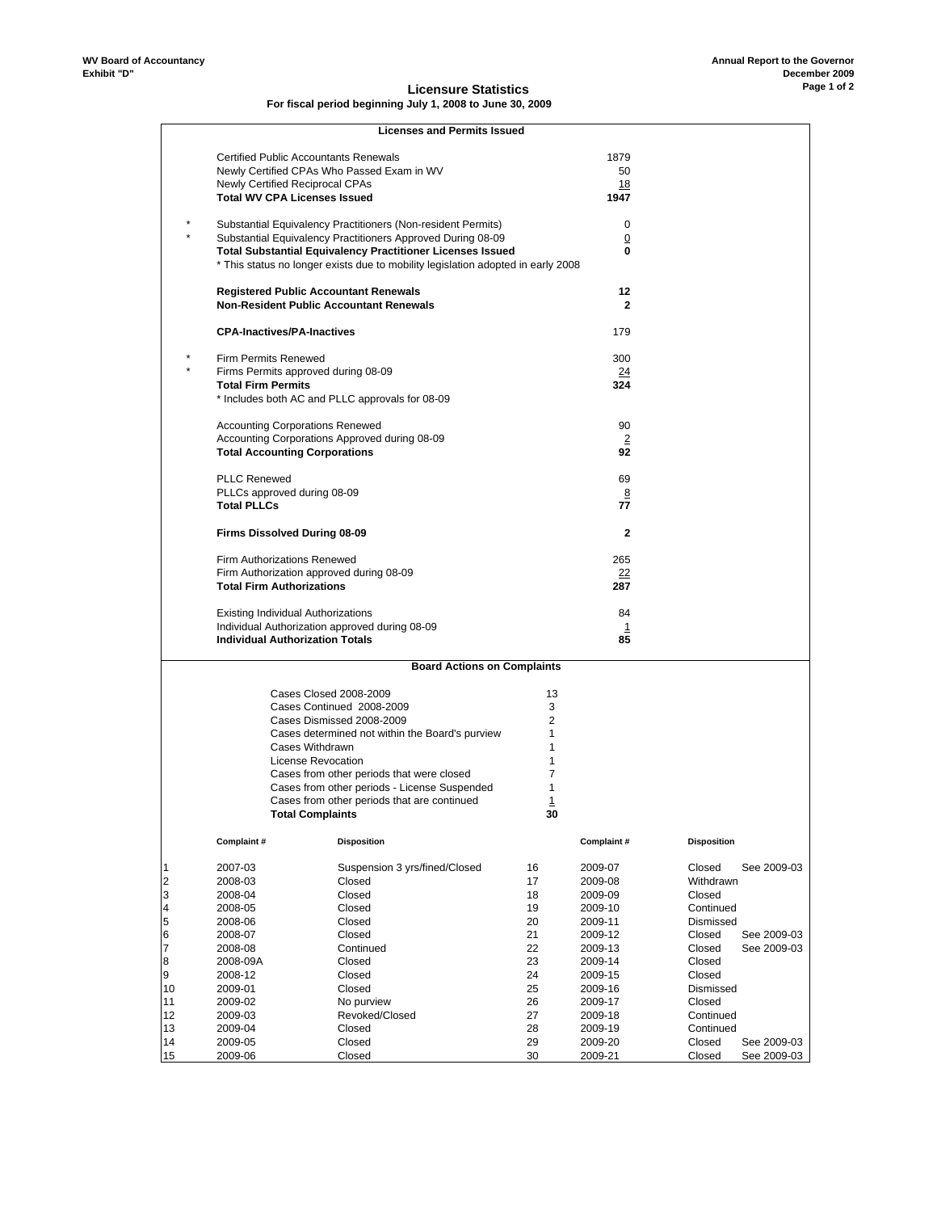WV Board of Accountancy
Exhibit "D"

Annual Report to the Governor
December 2009

# Licensure Statistics

**For fiscal period beginning July 1, 2008 to June 30, 2009**

## Licenses and Permits Issued

| | | |
|---|---|---|
| | Certified Public Accountants Renewals | 1879 |
| | Newly Certified CPAs Who Passed Exam in WV | 50 |
| | Newly Certified Reciprocal CPAs | 18 |
| | **Total WV CPA Licenses Issued** | **1947** |
| * | Substantial Equivalency Practitioners (Non-resident Permits) | 0 |
| * | Substantial Equivalency Practitioners Approved During 08-09 | 0 |
| | **Total Substantial Equivalency Practitioner Licenses Issued** | **0** |
| | * This status no longer exists due to mobility legislation adopted in early 2008 | |
| | **Registered Public Accountant Renewals** | **12** |
| | **Non-Resident Public Accountant Renewals** | **2** |
| | **CPA-Inactives/PA-Inactives** | 179 |
| * | Firm Permits Renewed | 300 |
| * | Firms Permits approved during 08-09 | 24 |
| | **Total Firm Permits** | **324** |
| | * Includes both AC and PLLC approvals for 08-09 | |
| | Accounting Corporations Renewed | 90 |
| | Accounting Corporations Approved during 08-09 | 2 |
| | **Total Accounting Corporations** | **92** |
| | PLLC Renewed | 69 |
| | PLLCs approved during 08-09 | 8 |
| | **Total PLLCs** | **77** |
| | **Firms Dissolved During 08-09** | **2** |
| | Firm Authorizations Renewed | 265 |
| | Firm Authorization approved during 08-09 | 22 |
| | **Total Firm Authorizations** | **287** |
| | Existing Individual Authorizations | 84 |
| | Individual Authorization approved during 08-09 | 1 |
| | **Individual Authorization Totals** | **85** |

## Board Actions on Complaints

| | |
|---|---|
| Cases Closed 2008-2009 | 13 |
| Cases Continued 2008-2009 | 3 |
| Cases Dismissed 2008-2009 | 2 |
| Cases determined not within the Board's purview | 1 |
| Cases Withdrawn | 1 |
| License Revocation | 1 |
| Cases from other periods that were closed | 7 |
| Cases from other periods - License Suspended | 1 |
| Cases from other periods that are continued | 1 |
| **Total Complaints** | **30** |

| | Complaint # | Disposition | | Complaint # | Disposition | |
|---|---|---|---|---|---|---|
| 1 | 2007-03 | Suspension 3 yrs/fined/Closed | 16 | 2009-07 | Closed | See 2009-03 |
| 2 | 2008-03 | Closed | 17 | 2009-08 | Withdrawn | |
| 3 | 2008-04 | Closed | 18 | 2009-09 | Closed | |
| 4 | 2008-05 | Closed | 19 | 2009-10 | Continued | |
| 5 | 2008-06 | Closed | 20 | 2009-11 | Dismissed | |
| 6 | 2008-07 | Closed | 21 | 2009-12 | Closed | See 2009-03 |
| 7 | 2008-08 | Continued | 22 | 2009-13 | Closed | See 2009-03 |
| 8 | 2008-09A | Closed | 23 | 2009-14 | Closed | |
| 9 | 2008-12 | Closed | 24 | 2009-15 | Closed | |
| 10 | 2009-01 | Closed | 25 | 2009-16 | Dismissed | |
| 11 | 2009-02 | No purview | 26 | 2009-17 | Closed | |
| 12 | 2009-03 | Revoked/Closed | 27 | 2009-18 | Continued | |
| 13 | 2009-04 | Closed | 28 | 2009-19 | Continued | |
| 14 | 2009-05 | Closed | 29 | 2009-20 | Closed | See 2009-03 |
| 15 | 2009-06 | Closed | 30 | 2009-21 | Closed | See 2009-03 |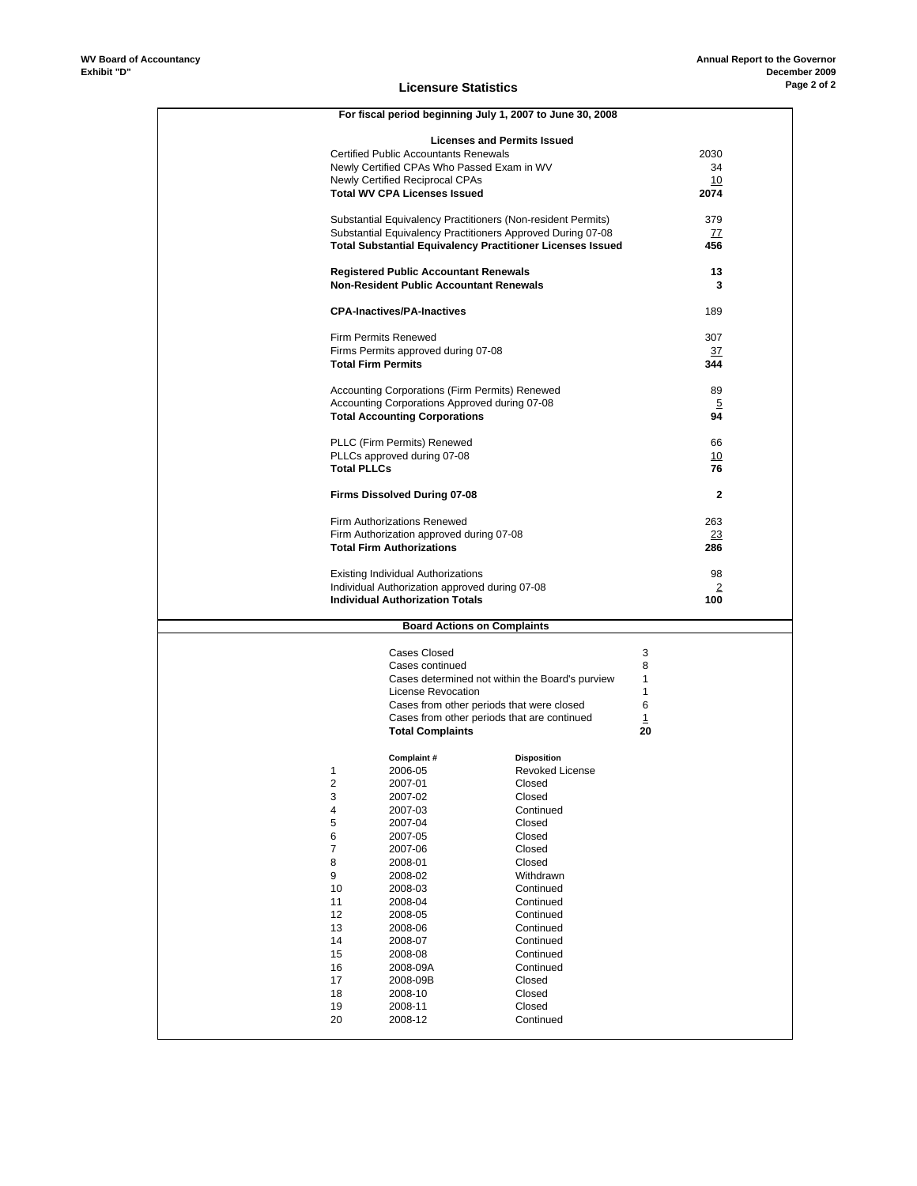WV Board of Accountancy
Exhibit "D"

Annual Report to the Governor
December 2009

## Licensure Statistics

**For fiscal period beginning July 1, 2007 to June 30, 2008**

### Licenses and Permits Issued

| Item | Count |
|---|---|
| Certified Public Accountants Renewals | 2030 |
| Newly Certified CPAs Who Passed Exam in WV | 34 |
| Newly Certified Reciprocal CPAs | 10 |
| **Total WV CPA Licenses Issued** | **2074** |
| | |
| Substantial Equivalency Practitioners (Non-resident Permits) | 379 |
| Substantial Equivalency Practitioners Approved During 07-08 | 77 |
| **Total Substantial Equivalency Practitioner Licenses Issued** | **456** |
| | |
| **Registered Public Accountant Renewals** | **13** |
| **Non-Resident Public Accountant Renewals** | **3** |
| | |
| **CPA-Inactives/PA-Inactives** | 189 |
| | |
| Firm Permits Renewed | 307 |
| Firms Permits approved during 07-08 | 37 |
| **Total Firm Permits** | **344** |
| | |
| Accounting Corporations (Firm Permits) Renewed | 89 |
| Accounting Corporations Approved during 07-08 | 5 |
| **Total Accounting Corporations** | **94** |
| | |
| PLLC (Firm Permits) Renewed | 66 |
| PLLCs approved during 07-08 | 10 |
| **Total PLLCs** | **76** |
| | |
| **Firms Dissolved During 07-08** | **2** |
| | |
| Firm Authorizations Renewed | 263 |
| Firm Authorization approved during 07-08 | 23 |
| **Total Firm Authorizations** | **286** |
| | |
| Existing Individual Authorizations | 98 |
| Individual Authorization approved during 07-08 | 2 |
| **Individual Authorization Totals** | **100** |

### Board Actions on Complaints

| Action | Count |
|---|---|
| Cases Closed | 3 |
| Cases continued | 8 |
| Cases determined not within the Board's purview | 1 |
| License Revocation | 1 |
| Cases from other periods that were closed | 6 |
| Cases from other periods that are continued | 1 |
| **Total Complaints** | **20** |

| | Complaint # | Disposition |
|---|---|---|
| 1 | 2006-05 | Revoked License |
| 2 | 2007-01 | Closed |
| 3 | 2007-02 | Closed |
| 4 | 2007-03 | Continued |
| 5 | 2007-04 | Closed |
| 6 | 2007-05 | Closed |
| 7 | 2007-06 | Closed |
| 8 | 2008-01 | Closed |
| 9 | 2008-02 | Withdrawn |
| 10 | 2008-03 | Continued |
| 11 | 2008-04 | Continued |
| 12 | 2008-05 | Continued |
| 13 | 2008-06 | Continued |
| 14 | 2008-07 | Continued |
| 15 | 2008-08 | Continued |
| 16 | 2008-09A | Continued |
| 17 | 2008-09B | Closed |
| 18 | 2008-10 | Closed |
| 19 | 2008-11 | Closed |
| 20 | 2008-12 | Continued |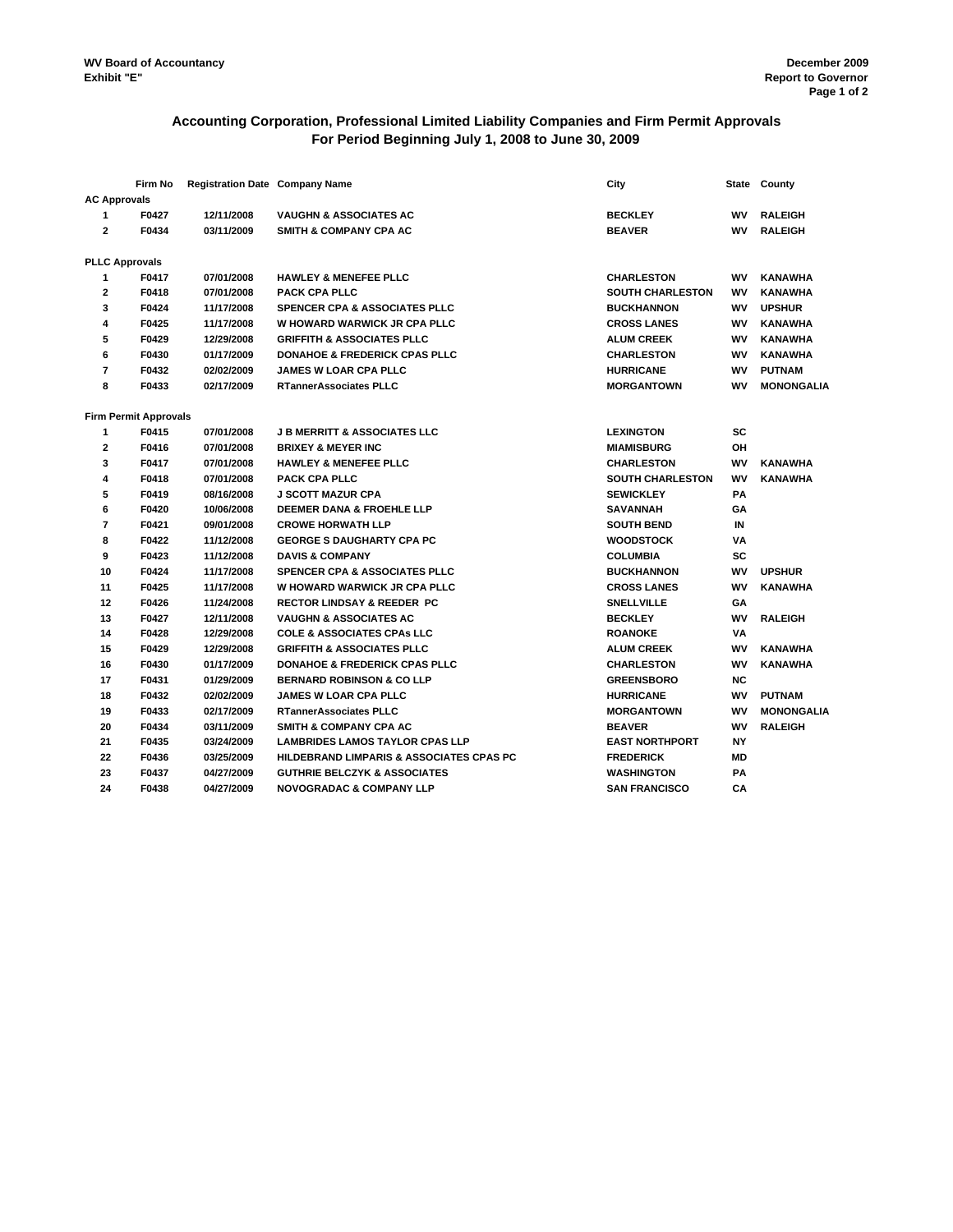WV Board of Accountancy
Exhibit "E"

December 2009
Report to Governor

## Accounting Corporation, Professional Limited Liability Companies and Firm Permit Approvals
## For Period Beginning July 1, 2008 to June 30, 2009

| | Firm No | Registration Date | Company Name | City | State | County |
|---|---|---|---|---|---|---|
| **AC Approvals** | | | | | | |
| 1 | F0427 | 12/11/2008 | VAUGHN & ASSOCIATES AC | BECKLEY | WV | RALEIGH |
| 2 | F0434 | 03/11/2009 | SMITH & COMPANY CPA AC | BEAVER | WV | RALEIGH |
| **PLLC Approvals** | | | | | | |
| 1 | F0417 | 07/01/2008 | HAWLEY & MENEFEE PLLC | CHARLESTON | WV | KANAWHA |
| 2 | F0418 | 07/01/2008 | PACK CPA PLLC | SOUTH CHARLESTON | WV | KANAWHA |
| 3 | F0424 | 11/17/2008 | SPENCER CPA & ASSOCIATES PLLC | BUCKHANNON | WV | UPSHUR |
| 4 | F0425 | 11/17/2008 | W HOWARD WARWICK JR CPA PLLC | CROSS LANES | WV | KANAWHA |
| 5 | F0429 | 12/29/2008 | GRIFFITH & ASSOCIATES PLLC | ALUM CREEK | WV | KANAWHA |
| 6 | F0430 | 01/17/2009 | DONAHOE & FREDERICK CPAS PLLC | CHARLESTON | WV | KANAWHA |
| 7 | F0432 | 02/02/2009 | JAMES W LOAR CPA PLLC | HURRICANE | WV | PUTNAM |
| 8 | F0433 | 02/17/2009 | RTannerAssociates PLLC | MORGANTOWN | WV | MONONGALIA |
| **Firm Permit Approvals** | | | | | | |
| 1 | F0415 | 07/01/2008 | J B MERRITT & ASSOCIATES LLC | LEXINGTON | SC | |
| 2 | F0416 | 07/01/2008 | BRIXEY & MEYER INC | MIAMISBURG | OH | |
| 3 | F0417 | 07/01/2008 | HAWLEY & MENEFEE PLLC | CHARLESTON | WV | KANAWHA |
| 4 | F0418 | 07/01/2008 | PACK CPA PLLC | SOUTH CHARLESTON | WV | KANAWHA |
| 5 | F0419 | 08/16/2008 | J SCOTT MAZUR CPA | SEWICKLEY | PA | |
| 6 | F0420 | 10/06/2008 | DEEMER DANA & FROEHLE LLP | SAVANNAH | GA | |
| 7 | F0421 | 09/01/2008 | CROWE HORWATH LLP | SOUTH BEND | IN | |
| 8 | F0422 | 11/12/2008 | GEORGE S DAUGHARTY CPA PC | WOODSTOCK | VA | |
| 9 | F0423 | 11/12/2008 | DAVIS & COMPANY | COLUMBIA | SC | |
| 10 | F0424 | 11/17/2008 | SPENCER CPA & ASSOCIATES PLLC | BUCKHANNON | WV | UPSHUR |
| 11 | F0425 | 11/17/2008 | W HOWARD WARWICK JR CPA PLLC | CROSS LANES | WV | KANAWHA |
| 12 | F0426 | 11/24/2008 | RECTOR LINDSAY & REEDER PC | SNELLVILLE | GA | |
| 13 | F0427 | 12/11/2008 | VAUGHN & ASSOCIATES AC | BECKLEY | WV | RALEIGH |
| 14 | F0428 | 12/29/2008 | COLE & ASSOCIATES CPAs LLC | ROANOKE | VA | |
| 15 | F0429 | 12/29/2008 | GRIFFITH & ASSOCIATES PLLC | ALUM CREEK | WV | KANAWHA |
| 16 | F0430 | 01/17/2009 | DONAHOE & FREDERICK CPAS PLLC | CHARLESTON | WV | KANAWHA |
| 17 | F0431 | 01/29/2009 | BERNARD ROBINSON & CO LLP | GREENSBORO | NC | |
| 18 | F0432 | 02/02/2009 | JAMES W LOAR CPA PLLC | HURRICANE | WV | PUTNAM |
| 19 | F0433 | 02/17/2009 | RTannerAssociates PLLC | MORGANTOWN | WV | MONONGALIA |
| 20 | F0434 | 03/11/2009 | SMITH & COMPANY CPA AC | BEAVER | WV | RALEIGH |
| 21 | F0435 | 03/24/2009 | LAMBRIDES LAMOS TAYLOR CPAS LLP | EAST NORTHPORT | NY | |
| 22 | F0436 | 03/25/2009 | HILDEBRAND LIMPARIS & ASSOCIATES CPAS PC | FREDERICK | MD | |
| 23 | F0437 | 04/27/2009 | GUTHRIE BELCZYK & ASSOCIATES | WASHINGTON | PA | |
| 24 | F0438 | 04/27/2009 | NOVOGRADAC & COMPANY LLP | SAN FRANCISCO | CA | |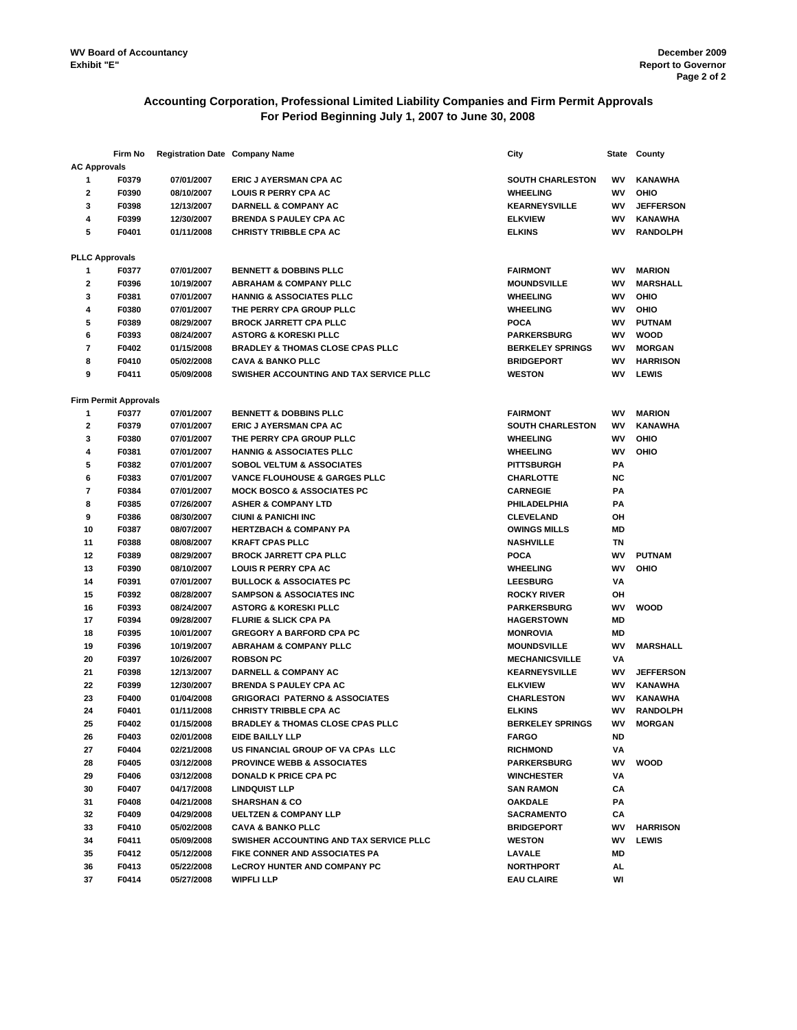WV Board of Accountancy
Exhibit "E"

December 2009
Report to Governor

## Accounting Corporation, Professional Limited Liability Companies and Firm Permit Approvals
## For Period Beginning July 1, 2007 to June 30, 2008

| | Firm No | Registration Date | Company Name | City | State | County |
|---|---|---|---|---|---|---|
| **AC Approvals** | | | | | | |
| 1 | F0379 | 07/01/2007 | ERIC J AYERSMAN CPA AC | SOUTH CHARLESTON | WV | KANAWHA |
| 2 | F0390 | 08/10/2007 | LOUIS R PERRY CPA AC | WHEELING | WV | OHIO |
| 3 | F0398 | 12/13/2007 | DARNELL & COMPANY AC | KEARNEYSVILLE | WV | JEFFERSON |
| 4 | F0399 | 12/30/2007 | BRENDA S PAULEY CPA AC | ELKVIEW | WV | KANAWHA |
| 5 | F0401 | 01/11/2008 | CHRISTY TRIBBLE CPA AC | ELKINS | WV | RANDOLPH |
| **PLLC Approvals** | | | | | | |
| 1 | F0377 | 07/01/2007 | BENNETT & DOBBINS PLLC | FAIRMONT | WV | MARION |
| 2 | F0396 | 10/19/2007 | ABRAHAM & COMPANY PLLC | MOUNDSVILLE | WV | MARSHALL |
| 3 | F0381 | 07/01/2007 | HANNIG & ASSOCIATES PLLC | WHEELING | WV | OHIO |
| 4 | F0380 | 07/01/2007 | THE PERRY CPA GROUP PLLC | WHEELING | WV | OHIO |
| 5 | F0389 | 08/29/2007 | BROCK JARRETT CPA PLLC | POCA | WV | PUTNAM |
| 6 | F0393 | 08/24/2007 | ASTORG & KORESKI PLLC | PARKERSBURG | WV | WOOD |
| 7 | F0402 | 01/15/2008 | BRADLEY & THOMAS CLOSE CPAS PLLC | BERKELEY SPRINGS | WV | MORGAN |
| 8 | F0410 | 05/02/2008 | CAVA & BANKO PLLC | BRIDGEPORT | WV | HARRISON |
| 9 | F0411 | 05/09/2008 | SWISHER ACCOUNTING AND TAX SERVICE PLLC | WESTON | WV | LEWIS |
| **Firm Permit Approvals** | | | | | | |
| 1 | F0377 | 07/01/2007 | BENNETT & DOBBINS PLLC | FAIRMONT | WV | MARION |
| 2 | F0379 | 07/01/2007 | ERIC J AYERSMAN CPA AC | SOUTH CHARLESTON | WV | KANAWHA |
| 3 | F0380 | 07/01/2007 | THE PERRY CPA GROUP PLLC | WHEELING | WV | OHIO |
| 4 | F0381 | 07/01/2007 | HANNIG & ASSOCIATES PLLC | WHEELING | WV | OHIO |
| 5 | F0382 | 07/01/2007 | SOBOL VELTUM & ASSOCIATES | PITTSBURGH | PA | |
| 6 | F0383 | 07/01/2007 | VANCE FLOUHOUSE & GARGES PLLC | CHARLOTTE | NC | |
| 7 | F0384 | 07/01/2007 | MOCK BOSCO & ASSOCIATES PC | CARNEGIE | PA | |
| 8 | F0385 | 07/26/2007 | ASHER & COMPANY LTD | PHILADELPHIA | PA | |
| 9 | F0386 | 08/30/2007 | CIUNI & PANICHI INC | CLEVELAND | OH | |
| 10 | F0387 | 08/07/2007 | HERTZBACH & COMPANY PA | OWINGS MILLS | MD | |
| 11 | F0388 | 08/08/2007 | KRAFT CPAS PLLC | NASHVILLE | TN | |
| 12 | F0389 | 08/29/2007 | BROCK JARRETT CPA PLLC | POCA | WV | PUTNAM |
| 13 | F0390 | 08/10/2007 | LOUIS R PERRY CPA AC | WHEELING | WV | OHIO |
| 14 | F0391 | 07/01/2007 | BULLOCK & ASSOCIATES PC | LEESBURG | VA | |
| 15 | F0392 | 08/28/2007 | SAMPSON & ASSOCIATES INC | ROCKY RIVER | OH | |
| 16 | F0393 | 08/24/2007 | ASTORG & KORESKI PLLC | PARKERSBURG | WV | WOOD |
| 17 | F0394 | 09/28/2007 | FLURIE & SLICK CPA PA | HAGERSTOWN | MD | |
| 18 | F0395 | 10/01/2007 | GREGORY A BARFORD CPA PC | MONROVIA | MD | |
| 19 | F0396 | 10/19/2007 | ABRAHAM & COMPANY PLLC | MOUNDSVILLE | WV | MARSHALL |
| 20 | F0397 | 10/26/2007 | ROBSON PC | MECHANICSVILLE | VA | |
| 21 | F0398 | 12/13/2007 | DARNELL & COMPANY AC | KEARNEYSVILLE | WV | JEFFERSON |
| 22 | F0399 | 12/30/2007 | BRENDA S PAULEY CPA AC | ELKVIEW | WV | KANAWHA |
| 23 | F0400 | 01/04/2008 | GRIGORACI PATERNO & ASSOCIATES | CHARLESTON | WV | KANAWHA |
| 24 | F0401 | 01/11/2008 | CHRISTY TRIBBLE CPA AC | ELKINS | WV | RANDOLPH |
| 25 | F0402 | 01/15/2008 | BRADLEY & THOMAS CLOSE CPAS PLLC | BERKELEY SPRINGS | WV | MORGAN |
| 26 | F0403 | 02/01/2008 | EIDE BAILLY LLP | FARGO | ND | |
| 27 | F0404 | 02/21/2008 | US FINANCIAL GROUP OF VA CPAs LLC | RICHMOND | VA | |
| 28 | F0405 | 03/12/2008 | PROVINCE WEBB & ASSOCIATES | PARKERSBURG | WV | WOOD |
| 29 | F0406 | 03/12/2008 | DONALD K PRICE CPA PC | WINCHESTER | VA | |
| 30 | F0407 | 04/17/2008 | LINDQUIST LLP | SAN RAMON | CA | |
| 31 | F0408 | 04/21/2008 | SHARSHAN & CO | OAKDALE | PA | |
| 32 | F0409 | 04/29/2008 | UELTZEN & COMPANY LLP | SACRAMENTO | CA | |
| 33 | F0410 | 05/02/2008 | CAVA & BANKO PLLC | BRIDGEPORT | WV | HARRISON |
| 34 | F0411 | 05/09/2008 | SWISHER ACCOUNTING AND TAX SERVICE PLLC | WESTON | WV | LEWIS |
| 35 | F0412 | 05/12/2008 | FIKE CONNER AND ASSOCIATES PA | LAVALE | MD | |
| 36 | F0413 | 05/22/2008 | LeCROY HUNTER AND COMPANY PC | NORTHPORT | AL | |
| 37 | F0414 | 05/27/2008 | WIPFLI LLP | EAU CLAIRE | WI | |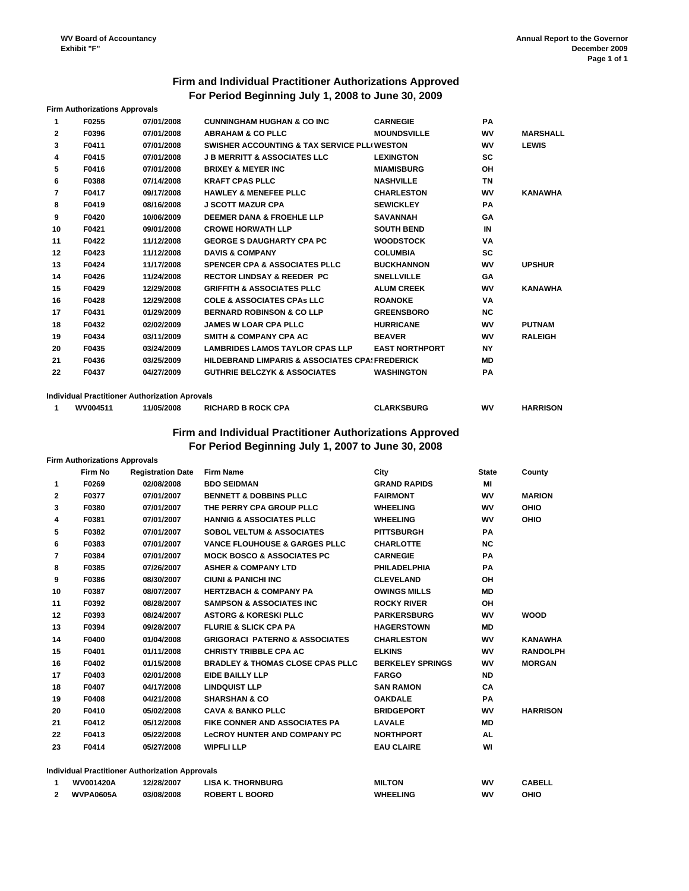WV Board of Accountancy
Exhibit "F"

Annual Report to the Governor
December 2009

## Firm and Individual Practitioner Authorizations Approved
## For Period Beginning July 1, 2008 to June 30, 2009

**Firm Authorizations Approvals**

| | | | | | | |
|---|---|---|---|---|---|---|
| 1 | F0255 | 07/01/2008 | CUNNINGHAM HUGHAN & CO INC | CARNEGIE | PA | |
| 2 | F0396 | 07/01/2008 | ABRAHAM & CO PLLC | MOUNDSVILLE | WV | MARSHALL |
| 3 | F0411 | 07/01/2008 | SWISHER ACCOUNTING & TAX SERVICE PLL( | WESTON | WV | LEWIS |
| 4 | F0415 | 07/01/2008 | J B MERRITT & ASSOCIATES LLC | LEXINGTON | SC | |
| 5 | F0416 | 07/01/2008 | BRIXEY & MEYER INC | MIAMISBURG | OH | |
| 6 | F0388 | 07/14/2008 | KRAFT CPAS PLLC | NASHVILLE | TN | |
| 7 | F0417 | 09/17/2008 | HAWLEY & MENEFEE PLLC | CHARLESTON | WV | KANAWHA |
| 8 | F0419 | 08/16/2008 | J SCOTT MAZUR CPA | SEWICKLEY | PA | |
| 9 | F0420 | 10/06/2009 | DEEMER DANA & FROEHLE LLP | SAVANNAH | GA | |
| 10 | F0421 | 09/01/2008 | CROWE HORWATH LLP | SOUTH BEND | IN | |
| 11 | F0422 | 11/12/2008 | GEORGE S DAUGHARTY CPA PC | WOODSTOCK | VA | |
| 12 | F0423 | 11/12/2008 | DAVIS & COMPANY | COLUMBIA | SC | |
| 13 | F0424 | 11/17/2008 | SPENCER CPA & ASSOCIATES PLLC | BUCKHANNON | WV | UPSHUR |
| 14 | F0426 | 11/24/2008 | RECTOR LINDSAY & REEDER PC | SNELLVILLE | GA | |
| 15 | F0429 | 12/29/2008 | GRIFFITH & ASSOCIATES PLLC | ALUM CREEK | WV | KANAWHA |
| 16 | F0428 | 12/29/2008 | COLE & ASSOCIATES CPAs LLC | ROANOKE | VA | |
| 17 | F0431 | 01/29/2009 | BERNARD ROBINSON & CO LLP | GREENSBORO | NC | |
| 18 | F0432 | 02/02/2009 | JAMES W LOAR CPA PLLC | HURRICANE | WV | PUTNAM |
| 19 | F0434 | 03/11/2009 | SMITH & COMPANY CPA AC | BEAVER | WV | RALEIGH |
| 20 | F0435 | 03/24/2009 | LAMBRIDES LAMOS TAYLOR CPAS LLP | EAST NORTHPORT | NY | |
| 21 | F0436 | 03/25/2009 | HILDEBRAND LIMPARIS & ASSOCIATES CPA( | FREDERICK | MD | |
| 22 | F0437 | 04/27/2009 | GUTHRIE BELCZYK & ASSOCIATES | WASHINGTON | PA | |

**Individual Practitioner Authorization Aprovals**

| | | | | | | |
|---|---|---|---|---|---|---|
| 1 | WV004511 | 11/05/2008 | RICHARD B ROCK CPA | CLARKSBURG | WV | HARRISON |

## Firm and Individual Practitioner Authorizations Approved
## For Period Beginning July 1, 2007 to June 30, 2008

**Firm Authorizations Approvals**

| | Firm No | Registration Date | Firm Name | City | State | County |
|---|---|---|---|---|---|---|
| 1 | F0269 | 02/08/2008 | BDO SEIDMAN | GRAND RAPIDS | MI | |
| 2 | F0377 | 07/01/2007 | BENNETT & DOBBINS PLLC | FAIRMONT | WV | MARION |
| 3 | F0380 | 07/01/2007 | THE PERRY CPA GROUP PLLC | WHEELING | WV | OHIO |
| 4 | F0381 | 07/01/2007 | HANNIG & ASSOCIATES PLLC | WHEELING | WV | OHIO |
| 5 | F0382 | 07/01/2007 | SOBOL VELTUM & ASSOCIATES | PITTSBURGH | PA | |
| 6 | F0383 | 07/01/2007 | VANCE FLOUHOUSE & GARGES PLLC | CHARLOTTE | NC | |
| 7 | F0384 | 07/01/2007 | MOCK BOSCO & ASSOCIATES PC | CARNEGIE | PA | |
| 8 | F0385 | 07/26/2007 | ASHER & COMPANY LTD | PHILADELPHIA | PA | |
| 9 | F0386 | 08/30/2007 | CIUNI & PANICHI INC | CLEVELAND | OH | |
| 10 | F0387 | 08/07/2007 | HERTZBACH & COMPANY PA | OWINGS MILLS | MD | |
| 11 | F0392 | 08/28/2007 | SAMPSON & ASSOCIATES INC | ROCKY RIVER | OH | |
| 12 | F0393 | 08/24/2007 | ASTORG & KORESKI PLLC | PARKERSBURG | WV | WOOD |
| 13 | F0394 | 09/28/2007 | FLURIE & SLICK CPA PA | HAGERSTOWN | MD | |
| 14 | F0400 | 01/04/2008 | GRIGORACI PATERNO & ASSOCIATES | CHARLESTON | WV | KANAWHA |
| 15 | F0401 | 01/11/2008 | CHRISTY TRIBBLE CPA AC | ELKINS | WV | RANDOLPH |
| 16 | F0402 | 01/15/2008 | BRADLEY & THOMAS CLOSE CPAS PLLC | BERKELEY SPRINGS | WV | MORGAN |
| 17 | F0403 | 02/01/2008 | EIDE BAILLY LLP | FARGO | ND | |
| 18 | F0407 | 04/17/2008 | LINDQUIST LLP | SAN RAMON | CA | |
| 19 | F0408 | 04/21/2008 | SHARSHAN & CO | OAKDALE | PA | |
| 20 | F0410 | 05/02/2008 | CAVA & BANKO PLLC | BRIDGEPORT | WV | HARRISON |
| 21 | F0412 | 05/12/2008 | FIKE CONNER AND ASSOCIATES PA | LAVALE | MD | |
| 22 | F0413 | 05/22/2008 | LeCROY HUNTER AND COMPANY PC | NORTHPORT | AL | |
| 23 | F0414 | 05/27/2008 | WIPFLI LLP | EAU CLAIRE | WI | |

**Individual Practitioner Authorization Approvals**

| | | | | | | |
|---|---|---|---|---|---|---|
| 1 | WV001420A | 12/28/2007 | LISA K. THORNBURG | MILTON | WV | CABELL |
| 2 | WVPA0605A | 03/08/2008 | ROBERT L BOORD | WHEELING | WV | OHIO |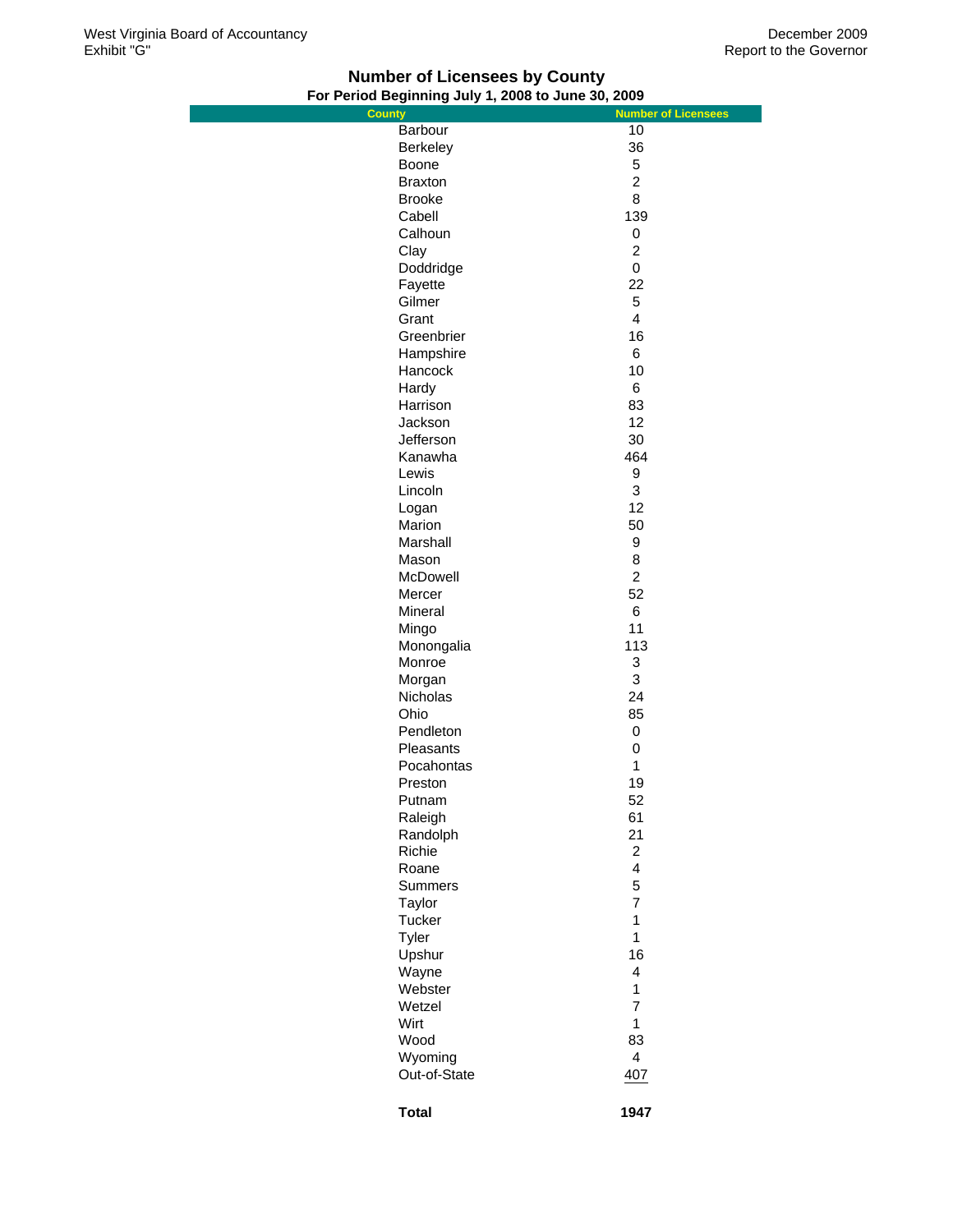West Virginia Board of Accountancy
Exhibit "G"

December 2009
Report to the Governor

## Number of Licensees by County

### For Period Beginning July 1, 2008 to June 30, 2009

| County | Number of Licensees |
|---|---|
| Barbour | 10 |
| Berkeley | 36 |
| Boone | 5 |
| Braxton | 2 |
| Brooke | 8 |
| Cabell | 139 |
| Calhoun | 0 |
| Clay | 2 |
| Doddridge | 0 |
| Fayette | 22 |
| Gilmer | 5 |
| Grant | 4 |
| Greenbrier | 16 |
| Hampshire | 6 |
| Hancock | 10 |
| Hardy | 6 |
| Harrison | 83 |
| Jackson | 12 |
| Jefferson | 30 |
| Kanawha | 464 |
| Lewis | 9 |
| Lincoln | 3 |
| Logan | 12 |
| Marion | 50 |
| Marshall | 9 |
| Mason | 8 |
| McDowell | 2 |
| Mercer | 52 |
| Mineral | 6 |
| Mingo | 11 |
| Monongalia | 113 |
| Monroe | 3 |
| Morgan | 3 |
| Nicholas | 24 |
| Ohio | 85 |
| Pendleton | 0 |
| Pleasants | 0 |
| Pocahontas | 1 |
| Preston | 19 |
| Putnam | 52 |
| Raleigh | 61 |
| Randolph | 21 |
| Richie | 2 |
| Roane | 4 |
| Summers | 5 |
| Taylor | 7 |
| Tucker | 1 |
| Tyler | 1 |
| Upshur | 16 |
| Wayne | 4 |
| Webster | 1 |
| Wetzel | 7 |
| Wirt | 1 |
| Wood | 83 |
| Wyoming | 4 |
| Out-of-State | 407 |
| **Total** | **1947** |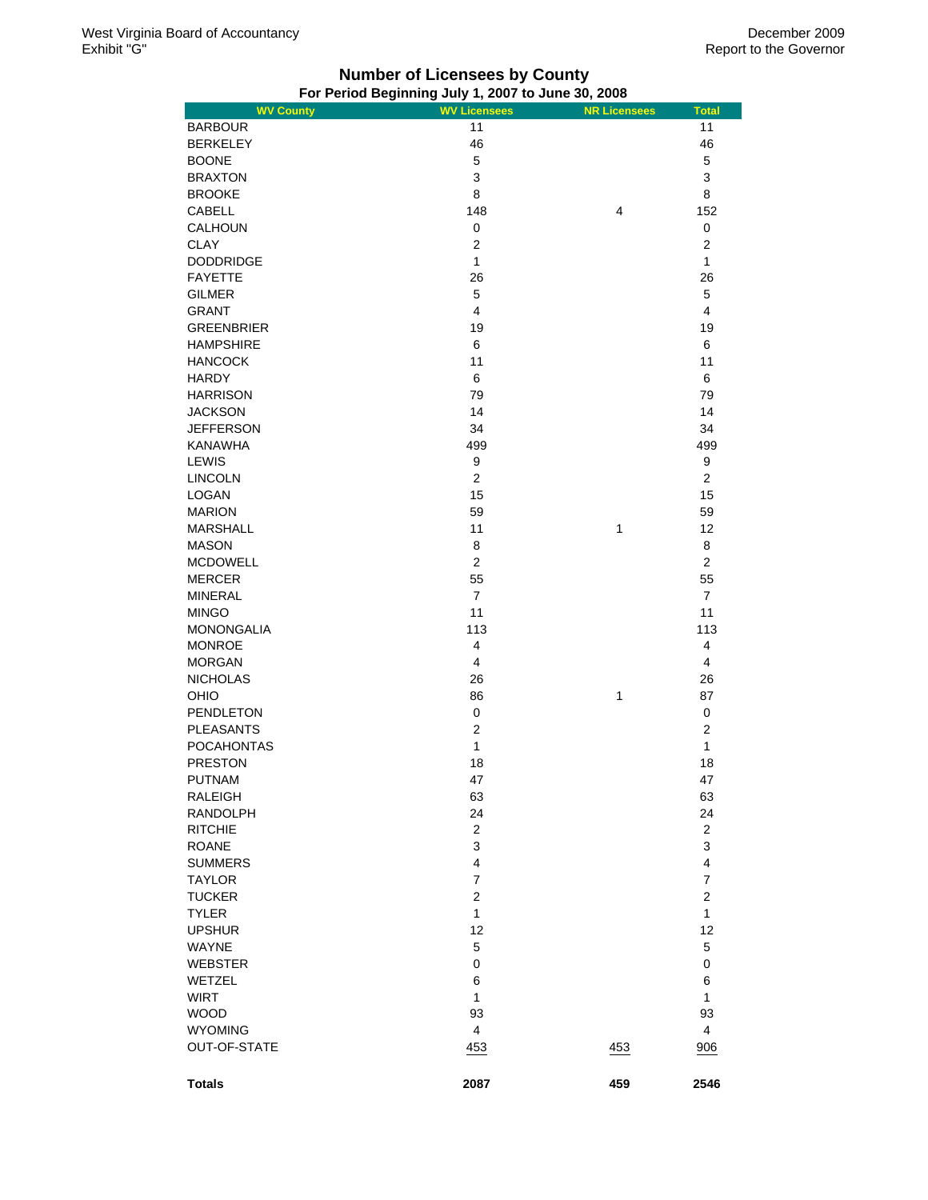West Virginia Board of Accountancy
Exhibit "G"

December 2009
Report to the Governor

## Number of Licensees by County

### For Period Beginning July 1, 2007 to June 30, 2008

| WV County | WV Licensees | NR Licensees | Total |
|---|---|---|---|
| BARBOUR | 11 | | 11 |
| BERKELEY | 46 | | 46 |
| BOONE | 5 | | 5 |
| BRAXTON | 3 | | 3 |
| BROOKE | 8 | | 8 |
| CABELL | 148 | 4 | 152 |
| CALHOUN | 0 | | 0 |
| CLAY | 2 | | 2 |
| DODDRIDGE | 1 | | 1 |
| FAYETTE | 26 | | 26 |
| GILMER | 5 | | 5 |
| GRANT | 4 | | 4 |
| GREENBRIER | 19 | | 19 |
| HAMPSHIRE | 6 | | 6 |
| HANCOCK | 11 | | 11 |
| HARDY | 6 | | 6 |
| HARRISON | 79 | | 79 |
| JACKSON | 14 | | 14 |
| JEFFERSON | 34 | | 34 |
| KANAWHA | 499 | | 499 |
| LEWIS | 9 | | 9 |
| LINCOLN | 2 | | 2 |
| LOGAN | 15 | | 15 |
| MARION | 59 | | 59 |
| MARSHALL | 11 | 1 | 12 |
| MASON | 8 | | 8 |
| MCDOWELL | 2 | | 2 |
| MERCER | 55 | | 55 |
| MINERAL | 7 | | 7 |
| MINGO | 11 | | 11 |
| MONONGALIA | 113 | | 113 |
| MONROE | 4 | | 4 |
| MORGAN | 4 | | 4 |
| NICHOLAS | 26 | | 26 |
| OHIO | 86 | 1 | 87 |
| PENDLETON | 0 | | 0 |
| PLEASANTS | 2 | | 2 |
| POCAHONTAS | 1 | | 1 |
| PRESTON | 18 | | 18 |
| PUTNAM | 47 | | 47 |
| RALEIGH | 63 | | 63 |
| RANDOLPH | 24 | | 24 |
| RITCHIE | 2 | | 2 |
| ROANE | 3 | | 3 |
| SUMMERS | 4 | | 4 |
| TAYLOR | 7 | | 7 |
| TUCKER | 2 | | 2 |
| TYLER | 1 | | 1 |
| UPSHUR | 12 | | 12 |
| WAYNE | 5 | | 5 |
| WEBSTER | 0 | | 0 |
| WETZEL | 6 | | 6 |
| WIRT | 1 | | 1 |
| WOOD | 93 | | 93 |
| WYOMING | 4 | | 4 |
| OUT-OF-STATE | 453 | 453 | 906 |
| **Totals** | **2087** | **459** | **2546** |